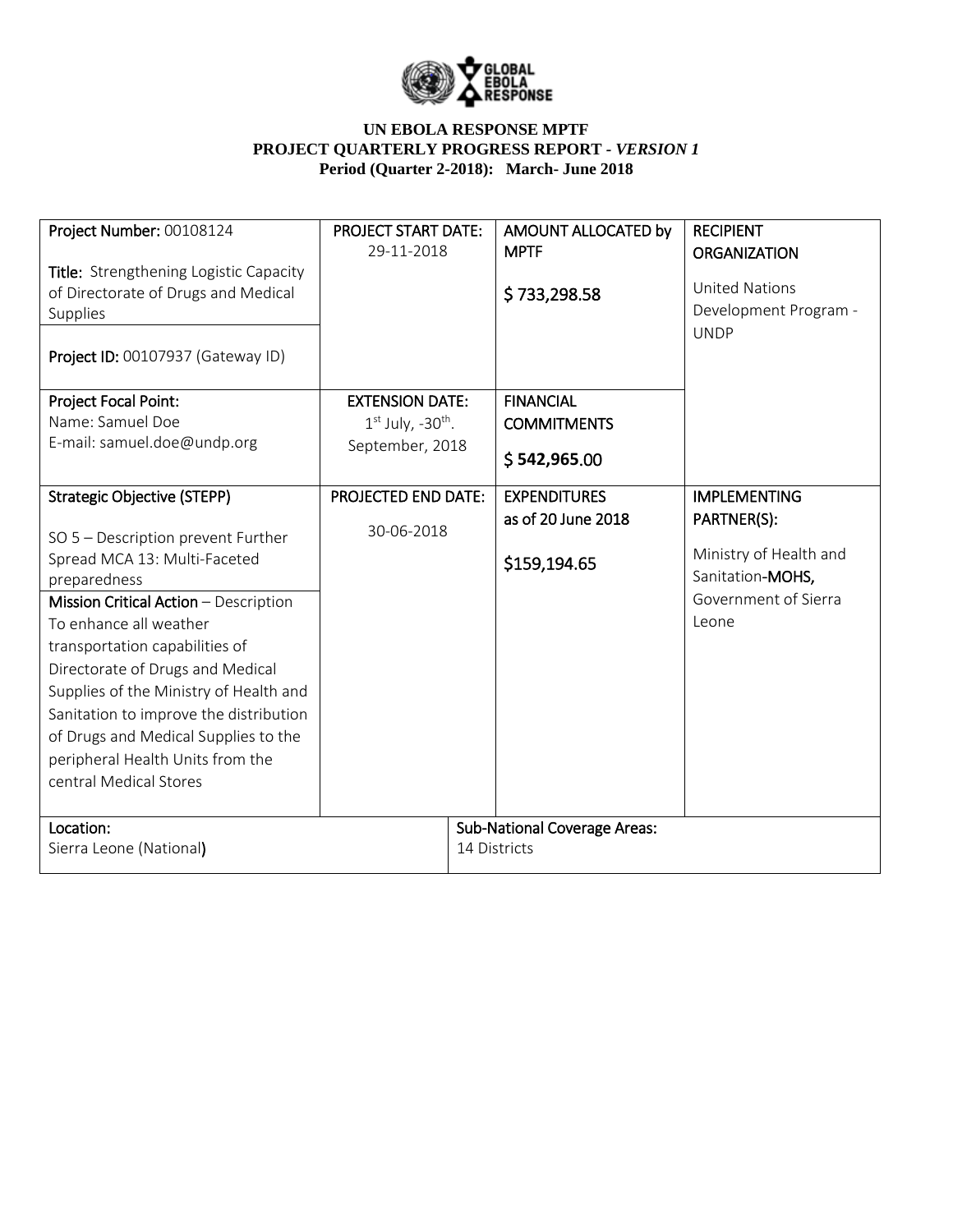**UN EBOLA RESPONSE MPTF**
**PROJECT QUARTERLY PROGRESS REPORT - *VERSION 1***
**Period (Quarter 2-2018): March- June 2018**

| Project Number: 00108124<br><br>**Title:** Strengthening Logistic Capacity of Directorate of Drugs and Medical Supplies<br><br>**Project ID:** 00107937 (Gateway ID) | PROJECT START DATE:<br>29-11-2018 | AMOUNT ALLOCATED by MPTF<br><br>$ 733,298.58 | RECIPIENT ORGANIZATION<br><br>United Nations Development Program - UNDP |
|---|---|---|---|
| Project Focal Point:<br>Name: Samuel Doe<br>E-mail: samuel.doe@undp.org | EXTENSION DATE:<br>1st July, -30th. September, 2018 | FINANCIAL COMMITMENTS<br><br>$ **542,965**.00 | |
| Strategic Objective (STEPP)<br><br>SO 5 – Description prevent Further Spread MCA 13: Multi-Faceted preparedness<br><br>**Mission Critical Action** – Description To enhance all weather transportation capabilities of Directorate of Drugs and Medical Supplies of the Ministry of Health and Sanitation to improve the distribution of Drugs and Medical Supplies to the peripheral Health Units from the central Medical Stores | PROJECTED END DATE:<br><br>30-06-2018 | EXPENDITURES as of 20 June 2018<br><br>$159,194.65 | IMPLEMENTING PARTNER(S):<br><br>Ministry of Health and Sanitation-**MOHS,** Government of Sierra Leone |
| Location:<br>Sierra Leone (National**)** | | Sub-National Coverage Areas:<br>14 Districts | |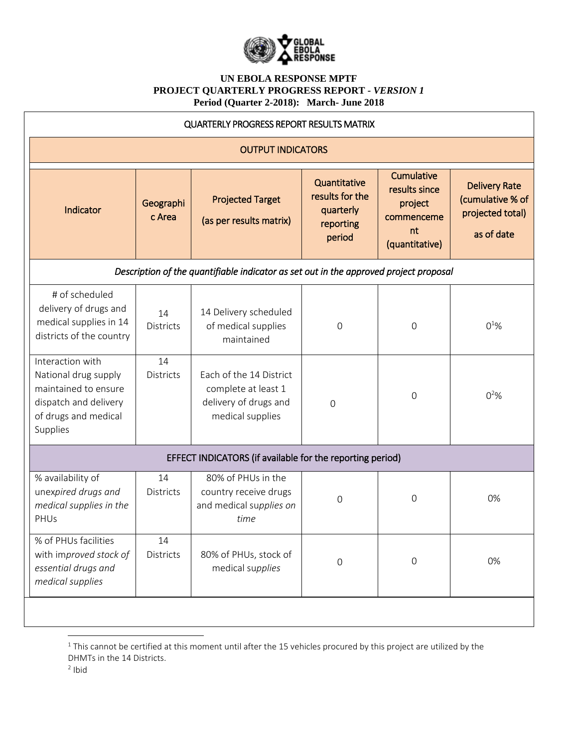**UN EBOLA RESPONSE MPTF**
**PROJECT QUARTERLY PROGRESS REPORT -** ***VERSION 1***
**Period (Quarter 2-2018): March- June 2018**

| QUARTERLY PROGRESS REPORT RESULTS MATRIX | | | | | |
|---|---|---|---|---|---|
| OUTPUT INDICATORS | | | | | |
| Indicator | Geographic Area | Projected Target (as per results matrix) | Quantitative results for the quarterly reporting period | Cumulative results since project commencement (quantitative) | Delivery Rate (cumulative % of projected total) as of date |
| *Description of the quantifiable indicator as set out in the approved project proposal* | | | | | |
| # of scheduled delivery of drugs and medical supplies in 14 districts of the country | 14 Districts | 14 Delivery scheduled of medical supplies maintained | 0 | 0 | 0[1]% |
| Interaction with National drug supply maintained to ensure dispatch and delivery of drugs and medical Supplies | 14 Districts | Each of the 14 District complete at least 1 delivery of drugs and medical supplies | 0 | 0 | 0[2]% |
| EFFECT INDICATORS (if available for the reporting period) | | | | | |
| % availability of unex*pired drugs and medical supplies in the* PHUs | 14 Districts | 80% of PHUs in the country receive drugs and medical su*pplies on time* | 0 | 0 | 0% |
| % of PHUs facilities with im*proved stock of essential drugs and medical supplies* | 14 Districts | 80% of PHUs, stock of medical su*pplies* | 0 | 0 | 0% |

[1] This cannot be certified at this moment until after the 15 vehicles procured by this project are utilized by the DHMTs in the 14 Districts.

[2] Ibid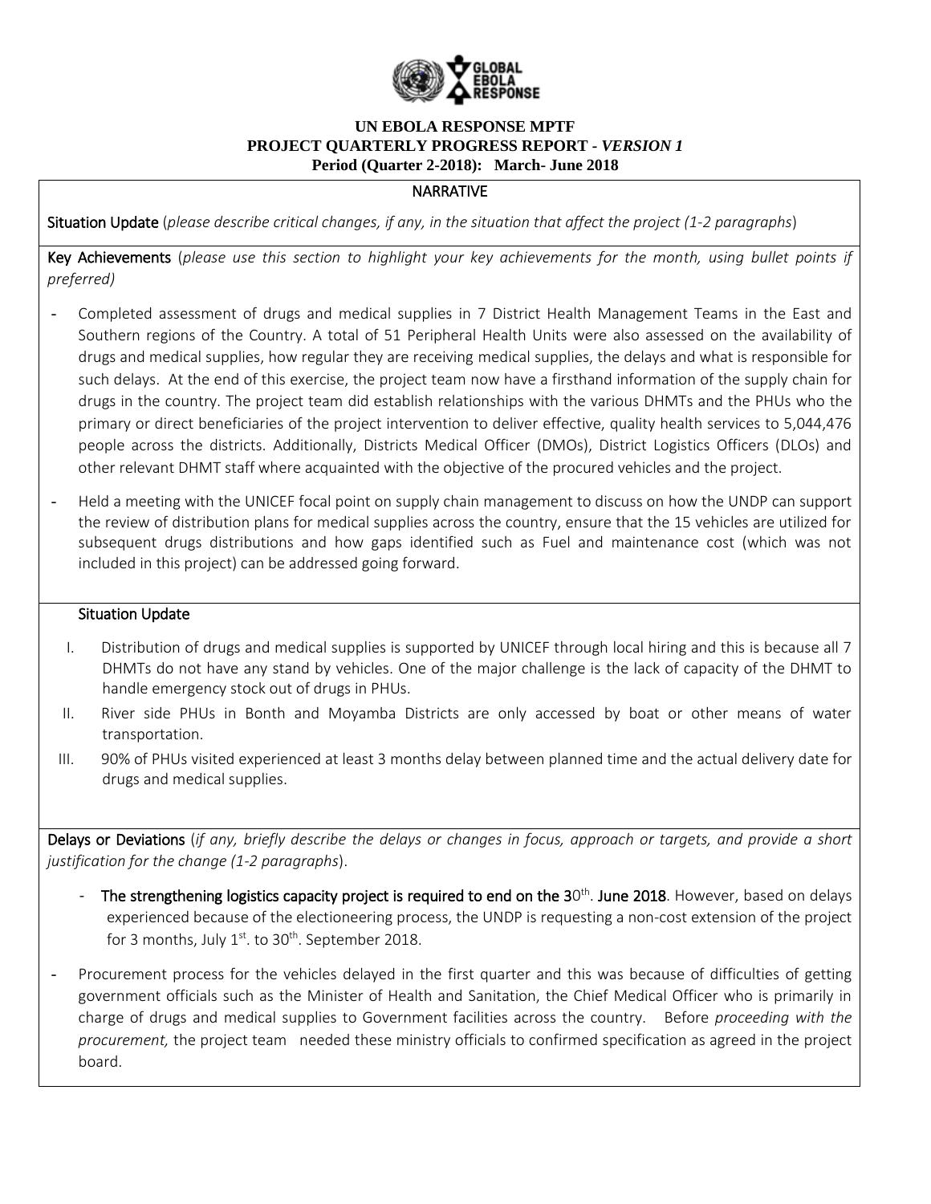**UN EBOLA RESPONSE MPTF**
**PROJECT QUARTERLY PROGRESS REPORT -** ***VERSION 1***
**Period (Quarter 2-2018): March- June 2018**

**NARRATIVE**

**Situation Update** (*please describe critical changes, if any, in the situation that affect the project (1-2 paragraphs*)

**Key Achievements** (*please use this section to highlight your key achievements for the month, using bullet points if preferred)*

- Completed assessment of drugs and medical supplies in 7 District Health Management Teams in the East and Southern regions of the Country. A total of 51 Peripheral Health Units were also assessed on the availability of drugs and medical supplies, how regular they are receiving medical supplies, the delays and what is responsible for such delays. At the end of this exercise, the project team now have a firsthand information of the supply chain for drugs in the country. The project team did establish relationships with the various DHMTs and the PHUs who the primary or direct beneficiaries of the project intervention to deliver effective, quality health services to 5,044,476 people across the districts. Additionally, Districts Medical Officer (DMOs), District Logistics Officers (DLOs) and other relevant DHMT staff where acquainted with the objective of the procured vehicles and the project.
- Held a meeting with the UNICEF focal point on supply chain management to discuss on how the UNDP can support the review of distribution plans for medical supplies across the country, ensure that the 15 vehicles are utilized for subsequent drugs distributions and how gaps identified such as Fuel and maintenance cost (which was not included in this project) can be addressed going forward.

**Situation Update**

I. Distribution of drugs and medical supplies is supported by UNICEF through local hiring and this is because all 7 DHMTs do not have any stand by vehicles. One of the major challenge is the lack of capacity of the DHMT to handle emergency stock out of drugs in PHUs.
II. River side PHUs in Bonth and Moyamba Districts are only accessed by boat or other means of water transportation.
III. 90% of PHUs visited experienced at least 3 months delay between planned time and the actual delivery date for drugs and medical supplies.

**Delays or Deviations** (*if any, briefly describe the delays or changes in focus, approach or targets, and provide a short justification for the change (1-2 paragraphs*).

- **The strengthening logistics capacity project is required to end on the 30th. June 2018**. However, based on delays experienced because of the electioneering process, the UNDP is requesting a non-cost extension of the project for 3 months, July 1st. to 30th. September 2018.
- Procurement process for the vehicles delayed in the first quarter and this was because of difficulties of getting government officials such as the Minister of Health and Sanitation, the Chief Medical Officer who is primarily in charge of drugs and medical supplies to Government facilities across the country. Before *proceeding with the procurement,* the project team needed these ministry officials to confirmed specification as agreed in the project board.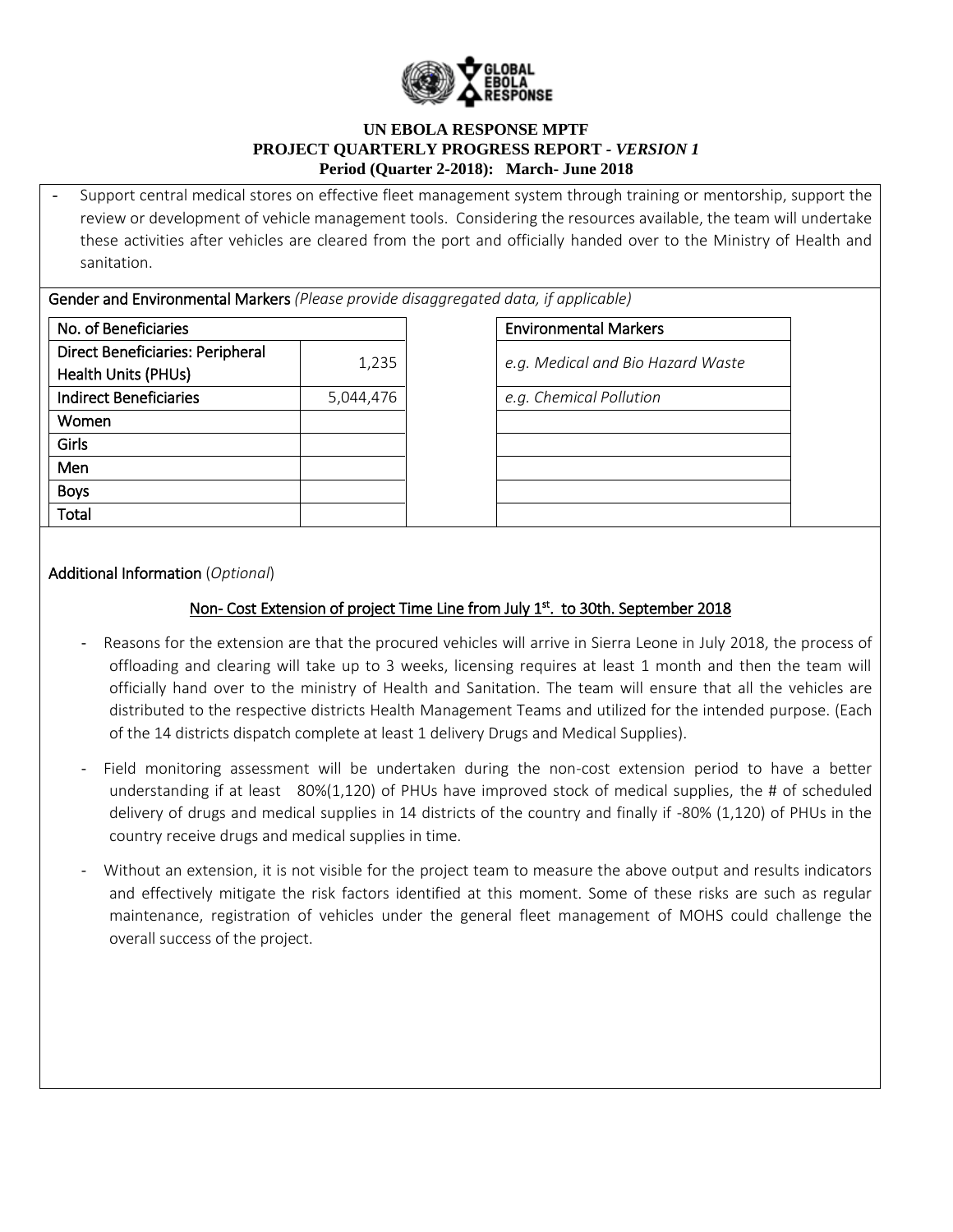**UN EBOLA RESPONSE MPTF**
**PROJECT QUARTERLY PROGRESS REPORT - *VERSION 1***
**Period (Quarter 2-2018): March- June 2018**

- Support central medical stores on effective fleet management system through training or mentorship, support the review or development of vehicle management tools. Considering the resources available, the team will undertake these activities after vehicles are cleared from the port and officially handed over to the Ministry of Health and sanitation.

**Gender and Environmental Markers** *(Please provide disaggregated data, if applicable)*

| No. of Beneficiaries | |
|---|---|
| Direct Beneficiaries: Peripheral Health Units (PHUs) | 1,235 |
| Indirect Beneficiaries | 5,044,476 |
| Women | |
| Girls | |
| Men | |
| Boys | |
| Total | |

| Environmental Markers |
|---|
| *e.g. Medical and Bio Hazard Waste* |
| *e.g. Chemical Pollution* |
| |
| |
| |
| |
| |

**Additional Information** (*Optional*)

**Non- Cost Extension of project Time Line from July 1st. to 30th. September 2018**

- Reasons for the extension are that the procured vehicles will arrive in Sierra Leone in July 2018, the process of offloading and clearing will take up to 3 weeks, licensing requires at least 1 month and then the team will officially hand over to the ministry of Health and Sanitation. The team will ensure that all the vehicles are distributed to the respective districts Health Management Teams and utilized for the intended purpose. (Each of the 14 districts dispatch complete at least 1 delivery Drugs and Medical Supplies).
- Field monitoring assessment will be undertaken during the non-cost extension period to have a better understanding if at least 80%(1,120) of PHUs have improved stock of medical supplies, the # of scheduled delivery of drugs and medical supplies in 14 districts of the country and finally if -80% (1,120) of PHUs in the country receive drugs and medical supplies in time.
- Without an extension, it is not visible for the project team to measure the above output and results indicators and effectively mitigate the risk factors identified at this moment. Some of these risks are such as regular maintenance, registration of vehicles under the general fleet management of MOHS could challenge the overall success of the project.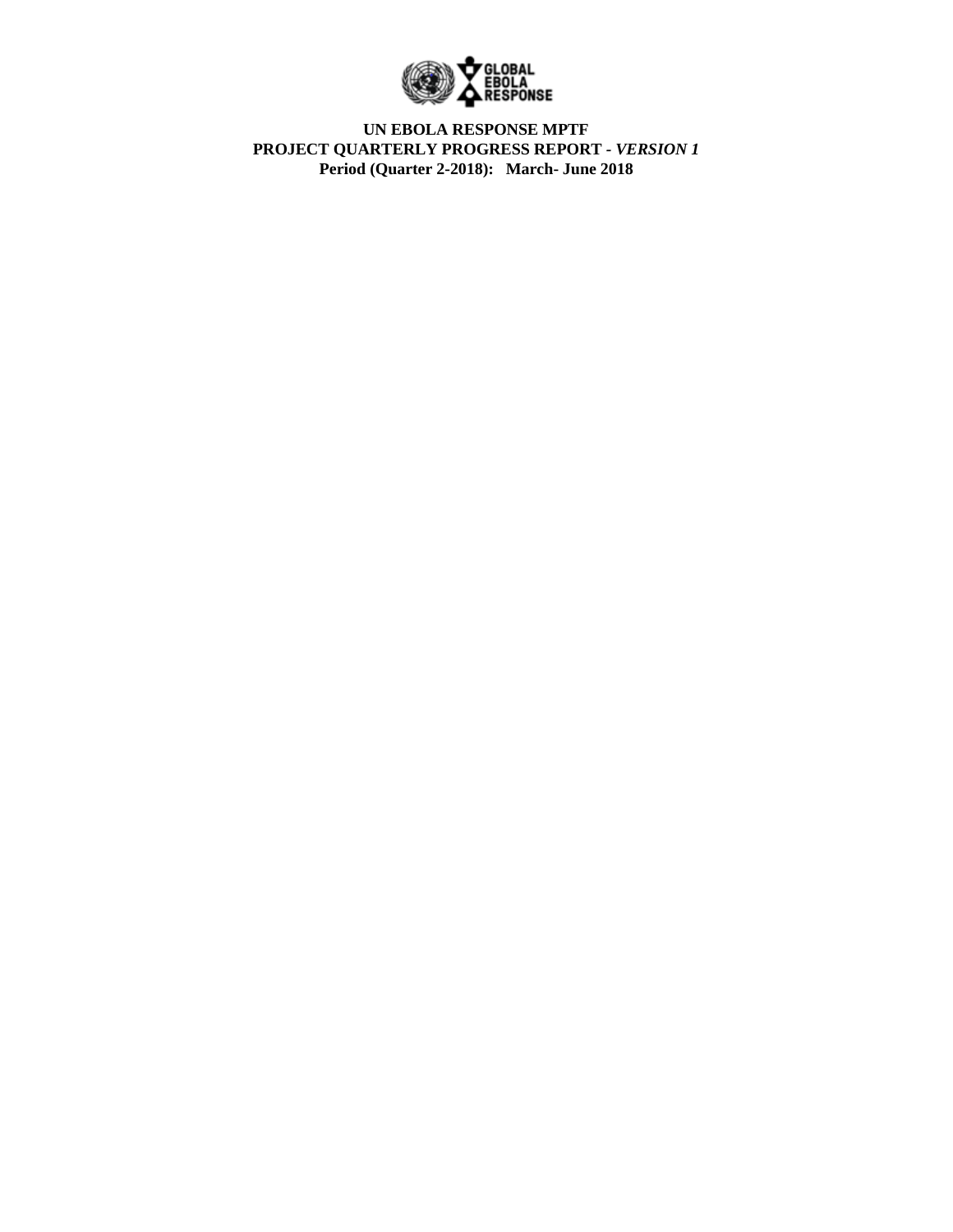**UN EBOLA RESPONSE MPTF**
**PROJECT QUARTERLY PROGRESS REPORT - *VERSION 1***
**Period (Quarter 2-2018): March- June 2018**